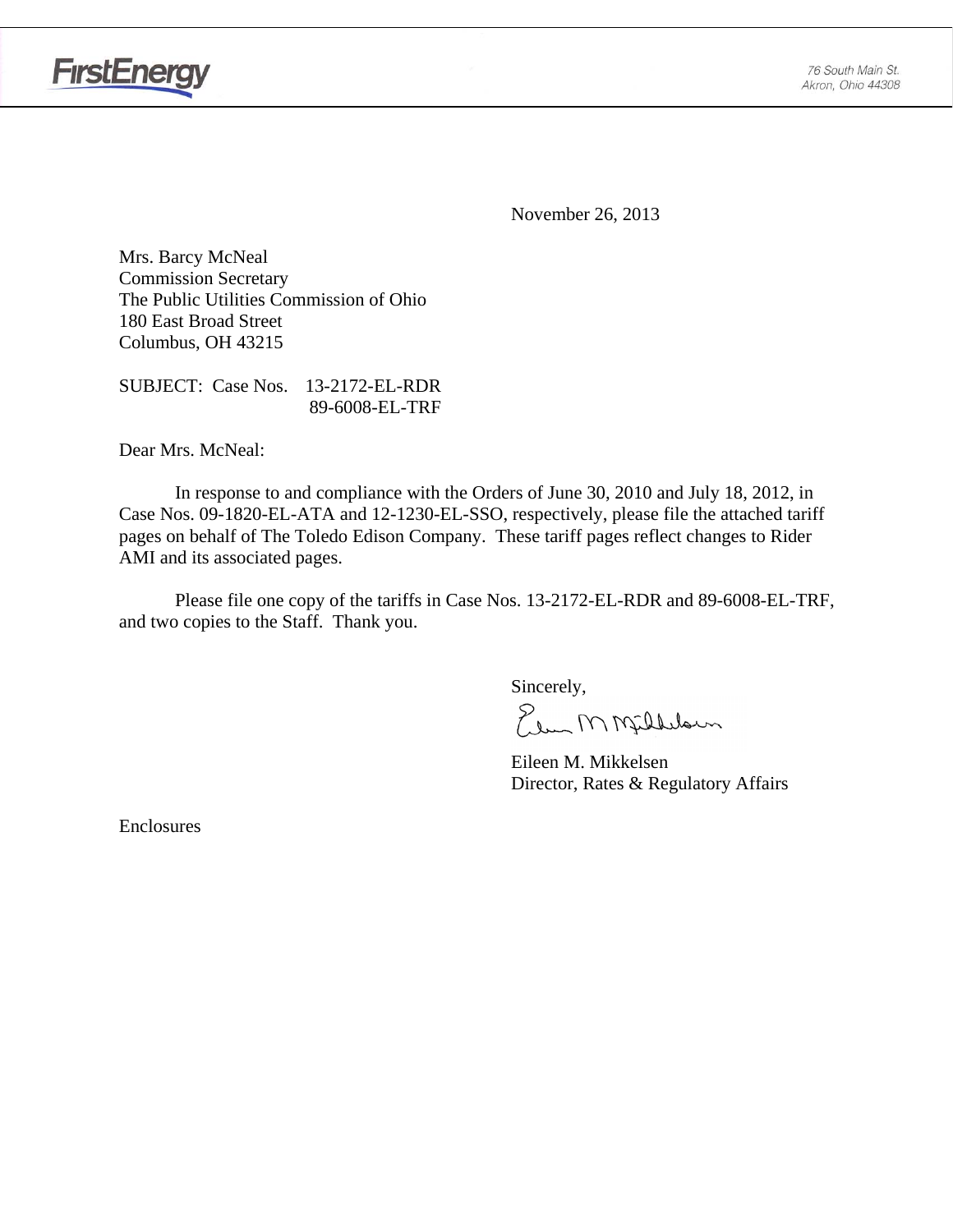FirstEnergy

76 South Main St.
Akron, Ohio 44308

November 26, 2013

Mrs. Barcy McNeal
Commission Secretary
The Public Utilities Commission of Ohio
180 East Broad Street
Columbus, OH 43215

SUBJECT: Case Nos. 13-2172-EL-RDR
89-6008-EL-TRF

Dear Mrs. McNeal:

In response to and compliance with the Orders of June 30, 2010 and July 18, 2012, in Case Nos. 09-1820-EL-ATA and 12-1230-EL-SSO, respectively, please file the attached tariff pages on behalf of The Toledo Edison Company. These tariff pages reflect changes to Rider AMI and its associated pages.

Please file one copy of the tariffs in Case Nos. 13-2172-EL-RDR and 89-6008-EL-TRF, and two copies to the Staff. Thank you.

Sincerely,

Eileen M. Mikkelsen
Director, Rates & Regulatory Affairs

Enclosures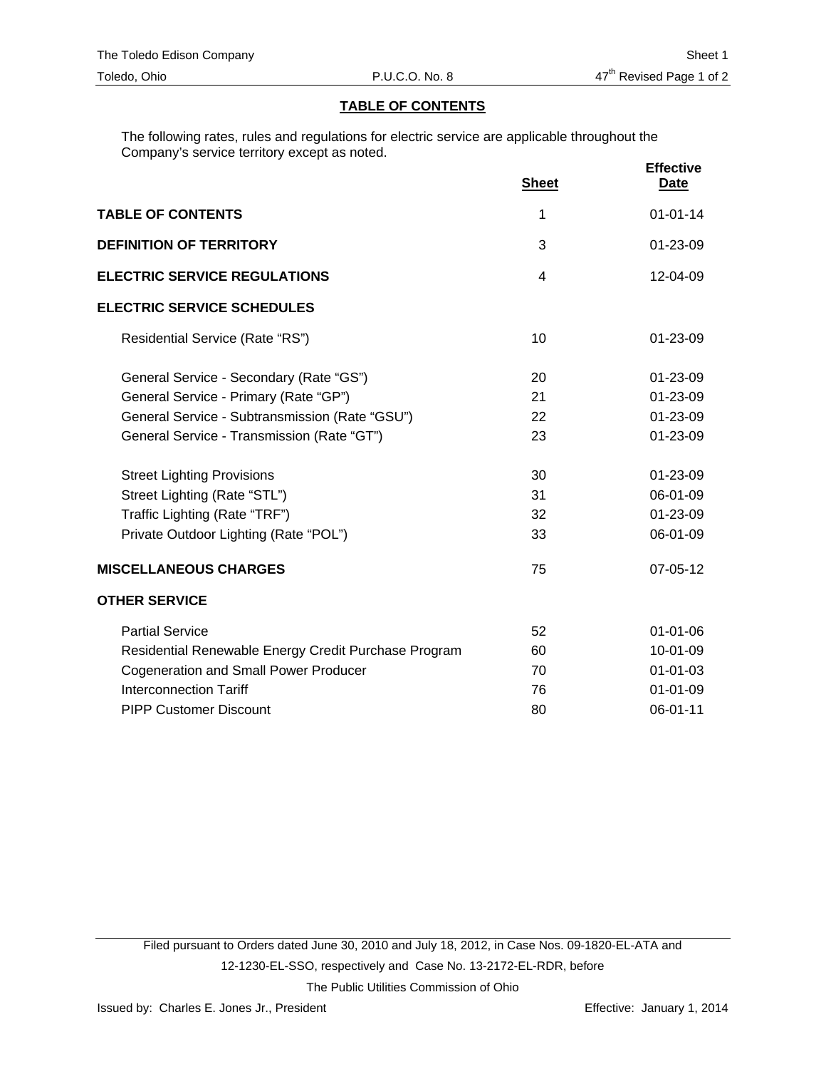## TABLE OF CONTENTS

The following rates, rules and regulations for electric service are applicable throughout the Company's service territory except as noted.

| | Sheet | Effective Date |
|---|---|---|
| **TABLE OF CONTENTS** | 1 | 01-01-14 |
| **DEFINITION OF TERRITORY** | 3 | 01-23-09 |
| **ELECTRIC SERVICE REGULATIONS** | 4 | 12-04-09 |
| **ELECTRIC SERVICE SCHEDULES** | | |
| Residential Service (Rate "RS") | 10 | 01-23-09 |
| General Service - Secondary (Rate "GS") | 20 | 01-23-09 |
| General Service - Primary (Rate "GP") | 21 | 01-23-09 |
| General Service - Subtransmission (Rate "GSU") | 22 | 01-23-09 |
| General Service - Transmission (Rate "GT") | 23 | 01-23-09 |
| Street Lighting Provisions | 30 | 01-23-09 |
| Street Lighting (Rate "STL") | 31 | 06-01-09 |
| Traffic Lighting (Rate "TRF") | 32 | 01-23-09 |
| Private Outdoor Lighting (Rate "POL") | 33 | 06-01-09 |
| **MISCELLANEOUS CHARGES** | 75 | 07-05-12 |
| **OTHER SERVICE** | | |
| Partial Service | 52 | 01-01-06 |
| Residential Renewable Energy Credit Purchase Program | 60 | 10-01-09 |
| Cogeneration and Small Power Producer | 70 | 01-01-03 |
| Interconnection Tariff | 76 | 01-01-09 |
| PIPP Customer Discount | 80 | 06-01-11 |

Filed pursuant to Orders dated June 30, 2010 and July 18, 2012, in Case Nos. 09-1820-EL-ATA and 12-1230-EL-SSO, respectively and Case No. 13-2172-EL-RDR, before The Public Utilities Commission of Ohio

Issued by: Charles E. Jones Jr., President

Effective: January 1, 2014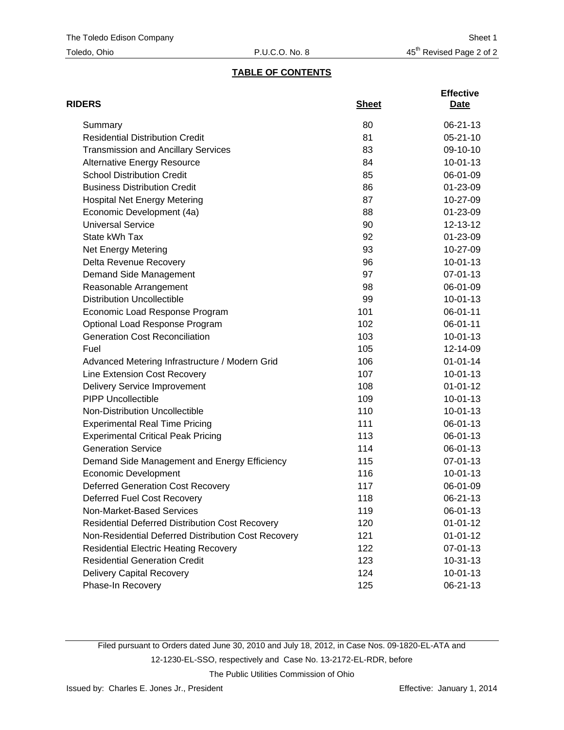## TABLE OF CONTENTS

| RIDERS | Sheet | Effective Date |
|---|---|---|
| Summary | 80 | 06-21-13 |
| Residential Distribution Credit | 81 | 05-21-10 |
| Transmission and Ancillary Services | 83 | 09-10-10 |
| Alternative Energy Resource | 84 | 10-01-13 |
| School Distribution Credit | 85 | 06-01-09 |
| Business Distribution Credit | 86 | 01-23-09 |
| Hospital Net Energy Metering | 87 | 10-27-09 |
| Economic Development (4a) | 88 | 01-23-09 |
| Universal Service | 90 | 12-13-12 |
| State kWh Tax | 92 | 01-23-09 |
| Net Energy Metering | 93 | 10-27-09 |
| Delta Revenue Recovery | 96 | 10-01-13 |
| Demand Side Management | 97 | 07-01-13 |
| Reasonable Arrangement | 98 | 06-01-09 |
| Distribution Uncollectible | 99 | 10-01-13 |
| Economic Load Response Program | 101 | 06-01-11 |
| Optional Load Response Program | 102 | 06-01-11 |
| Generation Cost Reconciliation | 103 | 10-01-13 |
| Fuel | 105 | 12-14-09 |
| Advanced Metering Infrastructure / Modern Grid | 106 | 01-01-14 |
| Line Extension Cost Recovery | 107 | 10-01-13 |
| Delivery Service Improvement | 108 | 01-01-12 |
| PIPP Uncollectible | 109 | 10-01-13 |
| Non-Distribution Uncollectible | 110 | 10-01-13 |
| Experimental Real Time Pricing | 111 | 06-01-13 |
| Experimental Critical Peak Pricing | 113 | 06-01-13 |
| Generation Service | 114 | 06-01-13 |
| Demand Side Management and Energy Efficiency | 115 | 07-01-13 |
| Economic Development | 116 | 10-01-13 |
| Deferred Generation Cost Recovery | 117 | 06-01-09 |
| Deferred Fuel Cost Recovery | 118 | 06-21-13 |
| Non-Market-Based Services | 119 | 06-01-13 |
| Residential Deferred Distribution Cost Recovery | 120 | 01-01-12 |
| Non-Residential Deferred Distribution Cost Recovery | 121 | 01-01-12 |
| Residential Electric Heating Recovery | 122 | 07-01-13 |
| Residential Generation Credit | 123 | 10-31-13 |
| Delivery Capital Recovery | 124 | 10-01-13 |
| Phase-In Recovery | 125 | 06-21-13 |

Filed pursuant to Orders dated June 30, 2010 and July 18, 2012, in Case Nos. 09-1820-EL-ATA and 12-1230-EL-SSO, respectively and Case No. 13-2172-EL-RDR, before The Public Utilities Commission of Ohio

Issued by: Charles E. Jones Jr., President

Effective: January 1, 2014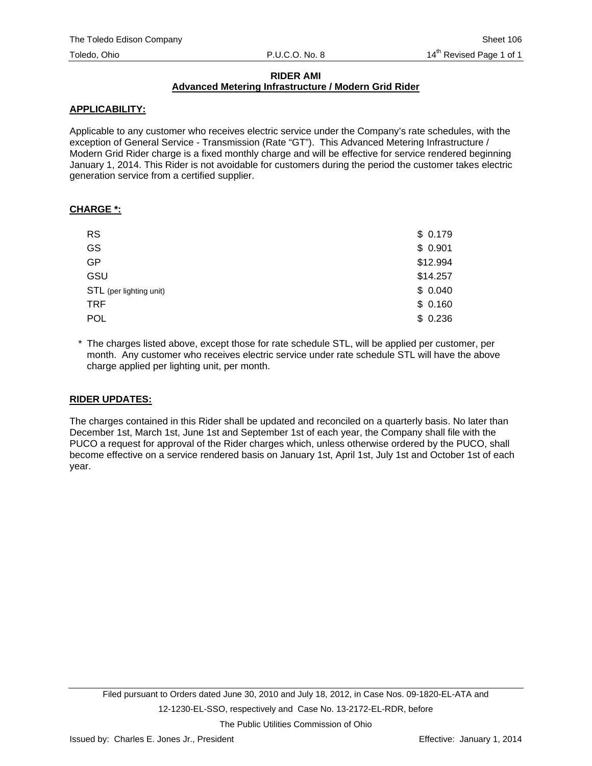# RIDER AMI

## Advanced Metering Infrastructure / Modern Grid Rider

**APPLICABILITY:**

Applicable to any customer who receives electric service under the Company's rate schedules, with the exception of General Service - Transmission (Rate "GT"). This Advanced Metering Infrastructure / Modern Grid Rider charge is a fixed monthly charge and will be effective for service rendered beginning January 1, 2014. This Rider is not avoidable for customers during the period the customer takes electric generation service from a certified supplier.

**CHARGE *:**

| | |
|---|---|
| RS | $ 0.179 |
| GS | $ 0.901 |
| GP | $12.994 |
| GSU | $14.257 |
| STL (per lighting unit) | $ 0.040 |
| TRF | $ 0.160 |
| POL | $ 0.236 |

\* The charges listed above, except those for rate schedule STL, will be applied per customer, per month. Any customer who receives electric service under rate schedule STL will have the above charge applied per lighting unit, per month.

**RIDER UPDATES:**

The charges contained in this Rider shall be updated and reconciled on a quarterly basis. No later than December 1st, March 1st, June 1st and September 1st of each year, the Company shall file with the PUCO a request for approval of the Rider charges which, unless otherwise ordered by the PUCO, shall become effective on a service rendered basis on January 1st, April 1st, July 1st and October 1st of each year.

Filed pursuant to Orders dated June 30, 2010 and July 18, 2012, in Case Nos. 09-1820-EL-ATA and 12-1230-EL-SSO, respectively and Case No. 13-2172-EL-RDR, before The Public Utilities Commission of Ohio

Issued by: Charles E. Jones Jr., President

Effective: January 1, 2014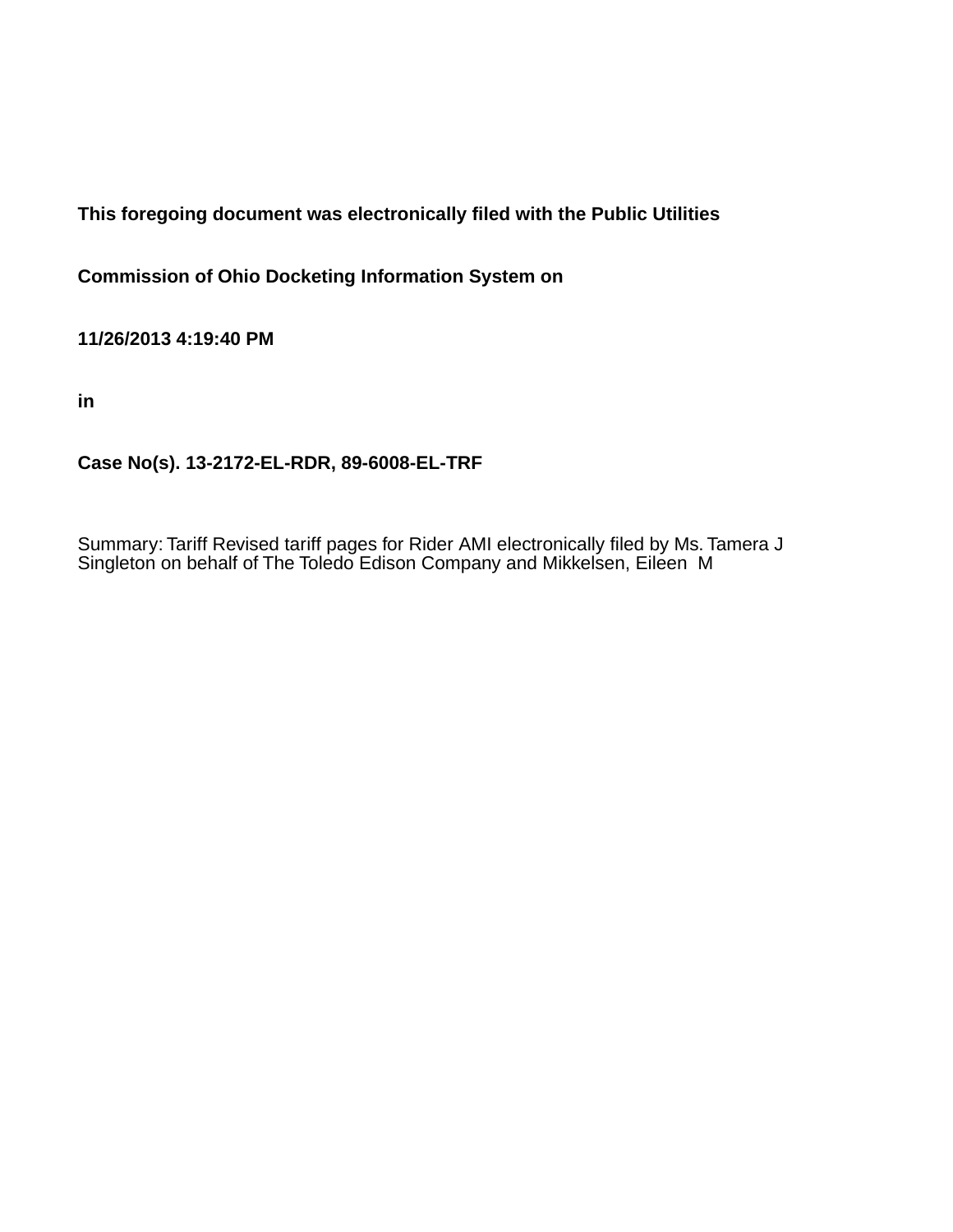**This foregoing document was electronically filed with the Public Utilities**

**Commission of Ohio Docketing Information System on**

**11/26/2013 4:19:40 PM**

**in**

**Case No(s). 13-2172-EL-RDR, 89-6008-EL-TRF**

Summary: Tariff Revised tariff pages for Rider AMI electronically filed by Ms. Tamera J Singleton on behalf of The Toledo Edison Company and Mikkelsen, Eileen M